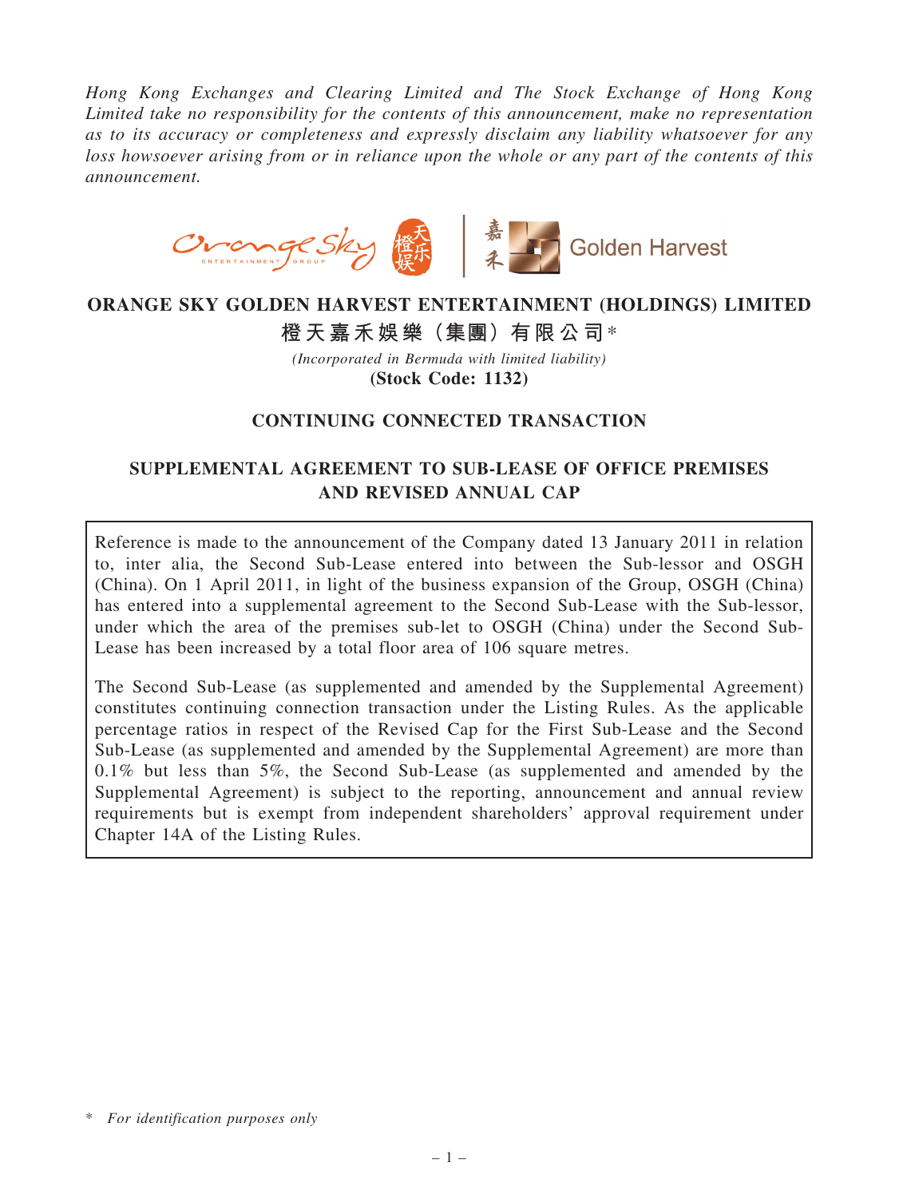*Hong Kong Exchanges and Clearing Limited and The Stock Exchange of Hong Kong Limited take no responsibility for the contents of this announcement, make no representation as to its accuracy or completeness and expressly disclaim any liability whatsoever for any loss howsoever arising from or in reliance upon the whole or any part of the contents of this announcement.*

# ORANGE SKY GOLDEN HARVEST ENTERTAINMENT (HOLDINGS) LIMITED

# 橙天嘉禾娛樂（集團）有限公司*

*(Incorporated in Bermuda with limited liability)*

**(Stock Code: 1132)**

## CONTINUING CONNECTED TRANSACTION

## SUPPLEMENTAL AGREEMENT TO SUB-LEASE OF OFFICE PREMISES AND REVISED ANNUAL CAP

Reference is made to the announcement of the Company dated 13 January 2011 in relation to, inter alia, the Second Sub-Lease entered into between the Sub-lessor and OSGH (China). On 1 April 2011, in light of the business expansion of the Group, OSGH (China) has entered into a supplemental agreement to the Second Sub-Lease with the Sub-lessor, under which the area of the premises sub-let to OSGH (China) under the Second Sub-Lease has been increased by a total floor area of 106 square metres.

The Second Sub-Lease (as supplemented and amended by the Supplemental Agreement) constitutes continuing connection transaction under the Listing Rules. As the applicable percentage ratios in respect of the Revised Cap for the First Sub-Lease and the Second Sub-Lease (as supplemented and amended by the Supplemental Agreement) are more than 0.1% but less than 5%, the Second Sub-Lease (as supplemented and amended by the Supplemental Agreement) is subject to the reporting, announcement and annual review requirements but is exempt from independent shareholders' approval requirement under Chapter 14A of the Listing Rules.

\* *For identification purposes only*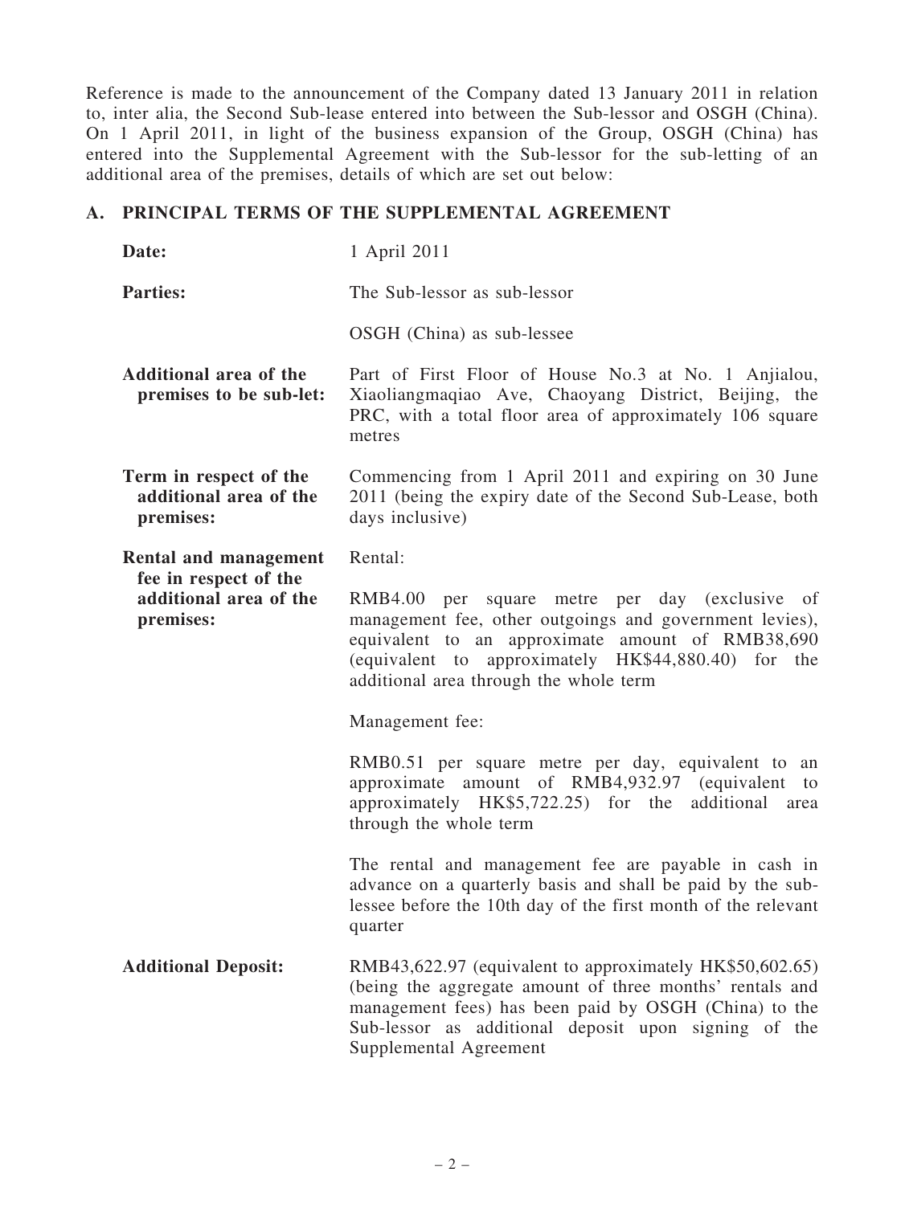Reference is made to the announcement of the Company dated 13 January 2011 in relation to, inter alia, the Second Sub-lease entered into between the Sub-lessor and OSGH (China). On 1 April 2011, in light of the business expansion of the Group, OSGH (China) has entered into the Supplemental Agreement with the Sub-lessor for the sub-letting of an additional area of the premises, details of which are set out below:

## A. PRINCIPAL TERMS OF THE SUPPLEMENTAL AGREEMENT

**Date:** 1 April 2011

**Parties:** The Sub-lessor as sub-lessor

OSGH (China) as sub-lessee

**Additional area of the premises to be sub-let:** Part of First Floor of House No.3 at No. 1 Anjialou, Xiaoliangmaqiao Ave, Chaoyang District, Beijing, the PRC, with a total floor area of approximately 106 square metres

**Term in respect of the additional area of the premises:** Commencing from 1 April 2011 and expiring on 30 June 2011 (being the expiry date of the Second Sub-Lease, both days inclusive)

**Rental and management fee in respect of the additional area of the premises:**

Rental:

RMB4.00 per square metre per day (exclusive of management fee, other outgoings and government levies), equivalent to an approximate amount of RMB38,690 (equivalent to approximately HK$44,880.40) for the additional area through the whole term

Management fee:

RMB0.51 per square metre per day, equivalent to an approximate amount of RMB4,932.97 (equivalent to approximately HK$5,722.25) for the additional area through the whole term

The rental and management fee are payable in cash in advance on a quarterly basis and shall be paid by the sub-lessee before the 10th day of the first month of the relevant quarter

**Additional Deposit:** RMB43,622.97 (equivalent to approximately HK$50,602.65) (being the aggregate amount of three months' rentals and management fees) has been paid by OSGH (China) to the Sub-lessor as additional deposit upon signing of the Supplemental Agreement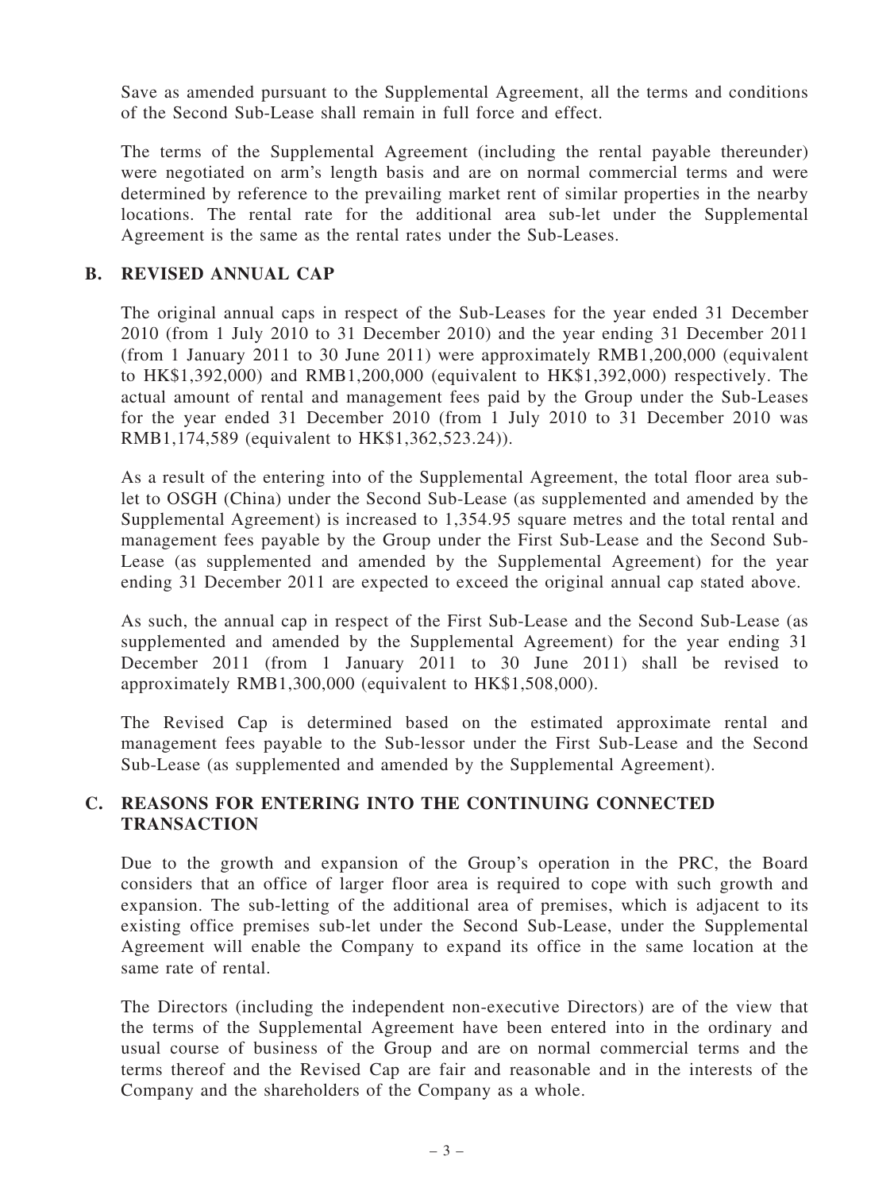Save as amended pursuant to the Supplemental Agreement, all the terms and conditions of the Second Sub-Lease shall remain in full force and effect.

The terms of the Supplemental Agreement (including the rental payable thereunder) were negotiated on arm's length basis and are on normal commercial terms and were determined by reference to the prevailing market rent of similar properties in the nearby locations. The rental rate for the additional area sub-let under the Supplemental Agreement is the same as the rental rates under the Sub-Leases.

## B. REVISED ANNUAL CAP

The original annual caps in respect of the Sub-Leases for the year ended 31 December 2010 (from 1 July 2010 to 31 December 2010) and the year ending 31 December 2011 (from 1 January 2011 to 30 June 2011) were approximately RMB1,200,000 (equivalent to HK$1,392,000) and RMB1,200,000 (equivalent to HK$1,392,000) respectively. The actual amount of rental and management fees paid by the Group under the Sub-Leases for the year ended 31 December 2010 (from 1 July 2010 to 31 December 2010 was RMB1,174,589 (equivalent to HK$1,362,523.24)).

As a result of the entering into of the Supplemental Agreement, the total floor area sub-let to OSGH (China) under the Second Sub-Lease (as supplemented and amended by the Supplemental Agreement) is increased to 1,354.95 square metres and the total rental and management fees payable by the Group under the First Sub-Lease and the Second Sub-Lease (as supplemented and amended by the Supplemental Agreement) for the year ending 31 December 2011 are expected to exceed the original annual cap stated above.

As such, the annual cap in respect of the First Sub-Lease and the Second Sub-Lease (as supplemented and amended by the Supplemental Agreement) for the year ending 31 December 2011 (from 1 January 2011 to 30 June 2011) shall be revised to approximately RMB1,300,000 (equivalent to HK$1,508,000).

The Revised Cap is determined based on the estimated approximate rental and management fees payable to the Sub-lessor under the First Sub-Lease and the Second Sub-Lease (as supplemented and amended by the Supplemental Agreement).

## C. REASONS FOR ENTERING INTO THE CONTINUING CONNECTED TRANSACTION

Due to the growth and expansion of the Group's operation in the PRC, the Board considers that an office of larger floor area is required to cope with such growth and expansion. The sub-letting of the additional area of premises, which is adjacent to its existing office premises sub-let under the Second Sub-Lease, under the Supplemental Agreement will enable the Company to expand its office in the same location at the same rate of rental.

The Directors (including the independent non-executive Directors) are of the view that the terms of the Supplemental Agreement have been entered into in the ordinary and usual course of business of the Group and are on normal commercial terms and the terms thereof and the Revised Cap are fair and reasonable and in the interests of the Company and the shareholders of the Company as a whole.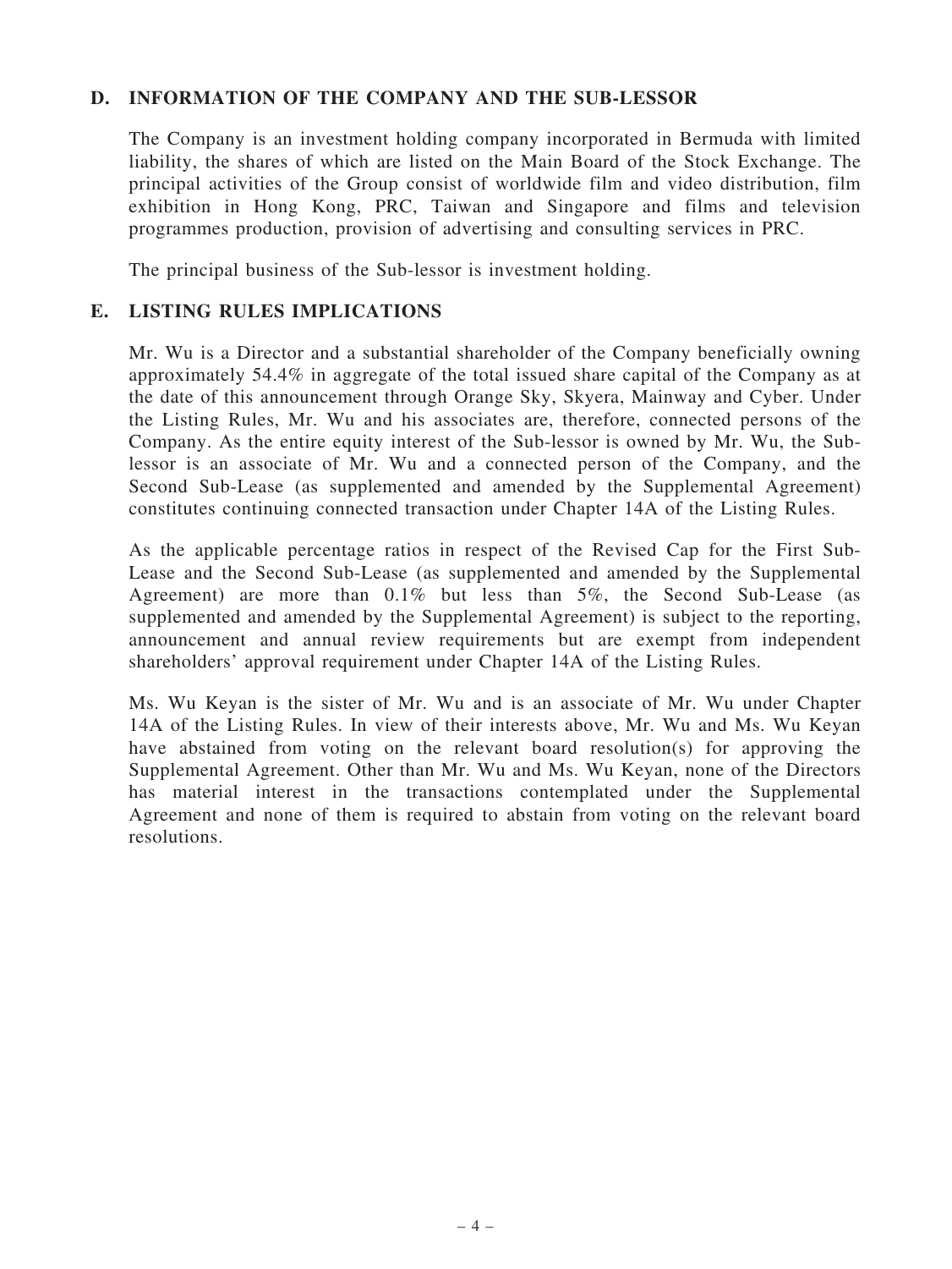## D. INFORMATION OF THE COMPANY AND THE SUB-LESSOR

The Company is an investment holding company incorporated in Bermuda with limited liability, the shares of which are listed on the Main Board of the Stock Exchange. The principal activities of the Group consist of worldwide film and video distribution, film exhibition in Hong Kong, PRC, Taiwan and Singapore and films and television programmes production, provision of advertising and consulting services in PRC.

The principal business of the Sub-lessor is investment holding.

## E. LISTING RULES IMPLICATIONS

Mr. Wu is a Director and a substantial shareholder of the Company beneficially owning approximately 54.4% in aggregate of the total issued share capital of the Company as at the date of this announcement through Orange Sky, Skyera, Mainway and Cyber. Under the Listing Rules, Mr. Wu and his associates are, therefore, connected persons of the Company. As the entire equity interest of the Sub-lessor is owned by Mr. Wu, the Sub-lessor is an associate of Mr. Wu and a connected person of the Company, and the Second Sub-Lease (as supplemented and amended by the Supplemental Agreement) constitutes continuing connected transaction under Chapter 14A of the Listing Rules.

As the applicable percentage ratios in respect of the Revised Cap for the First Sub-Lease and the Second Sub-Lease (as supplemented and amended by the Supplemental Agreement) are more than 0.1% but less than 5%, the Second Sub-Lease (as supplemented and amended by the Supplemental Agreement) is subject to the reporting, announcement and annual review requirements but are exempt from independent shareholders' approval requirement under Chapter 14A of the Listing Rules.

Ms. Wu Keyan is the sister of Mr. Wu and is an associate of Mr. Wu under Chapter 14A of the Listing Rules. In view of their interests above, Mr. Wu and Ms. Wu Keyan have abstained from voting on the relevant board resolution(s) for approving the Supplemental Agreement. Other than Mr. Wu and Ms. Wu Keyan, none of the Directors has material interest in the transactions contemplated under the Supplemental Agreement and none of them is required to abstain from voting on the relevant board resolutions.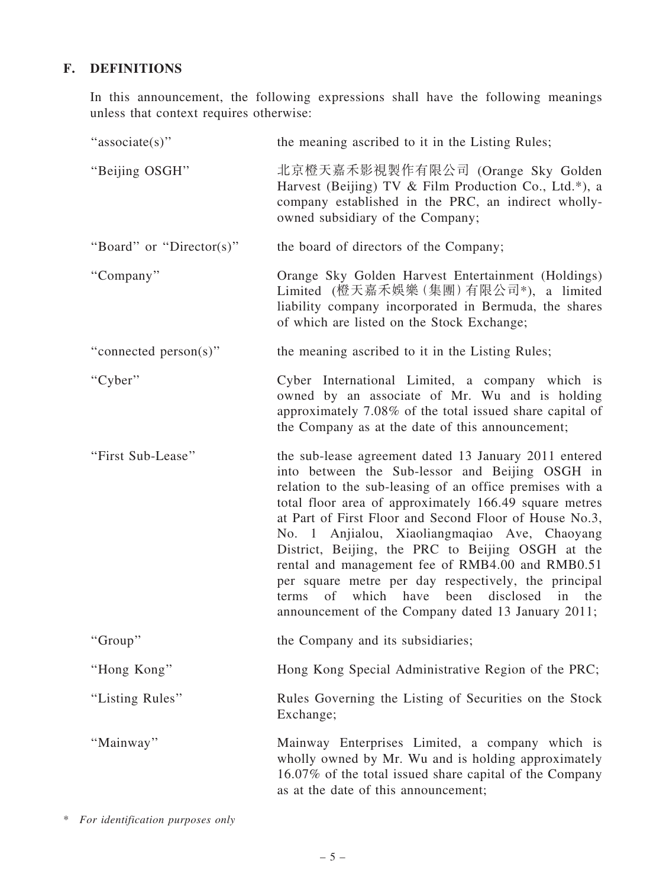## F. DEFINITIONS

In this announcement, the following expressions shall have the following meanings unless that context requires otherwise:

| | |
|---|---|
| "associate(s)" | the meaning ascribed to it in the Listing Rules; |
| "Beijing OSGH" | 北京橙天嘉禾影視製作有限公司 (Orange Sky Golden Harvest (Beijing) TV & Film Production Co., Ltd.*), a company established in the PRC, an indirect wholly-owned subsidiary of the Company; |
| "Board" or "Director(s)" | the board of directors of the Company; |
| "Company" | Orange Sky Golden Harvest Entertainment (Holdings) Limited (橙天嘉禾娛樂(集團)有限公司*), a limited liability company incorporated in Bermuda, the shares of which are listed on the Stock Exchange; |
| "connected person(s)" | the meaning ascribed to it in the Listing Rules; |
| "Cyber" | Cyber International Limited, a company which is owned by an associate of Mr. Wu and is holding approximately 7.08% of the total issued share capital of the Company as at the date of this announcement; |
| "First Sub-Lease" | the sub-lease agreement dated 13 January 2011 entered into between the Sub-lessor and Beijing OSGH in relation to the sub-leasing of an office premises with a total floor area of approximately 166.49 square metres at Part of First Floor and Second Floor of House No.3, No. 1 Anjialou, Xiaoliangmaqiao Ave, Chaoyang District, Beijing, the PRC to Beijing OSGH at the rental and management fee of RMB4.00 and RMB0.51 per square metre per day respectively, the principal terms of which have been disclosed in the announcement of the Company dated 13 January 2011; |
| "Group" | the Company and its subsidiaries; |
| "Hong Kong" | Hong Kong Special Administrative Region of the PRC; |
| "Listing Rules" | Rules Governing the Listing of Securities on the Stock Exchange; |
| "Mainway" | Mainway Enterprises Limited, a company which is wholly owned by Mr. Wu and is holding approximately 16.07% of the total issued share capital of the Company as at the date of this announcement; |

\* *For identification purposes only*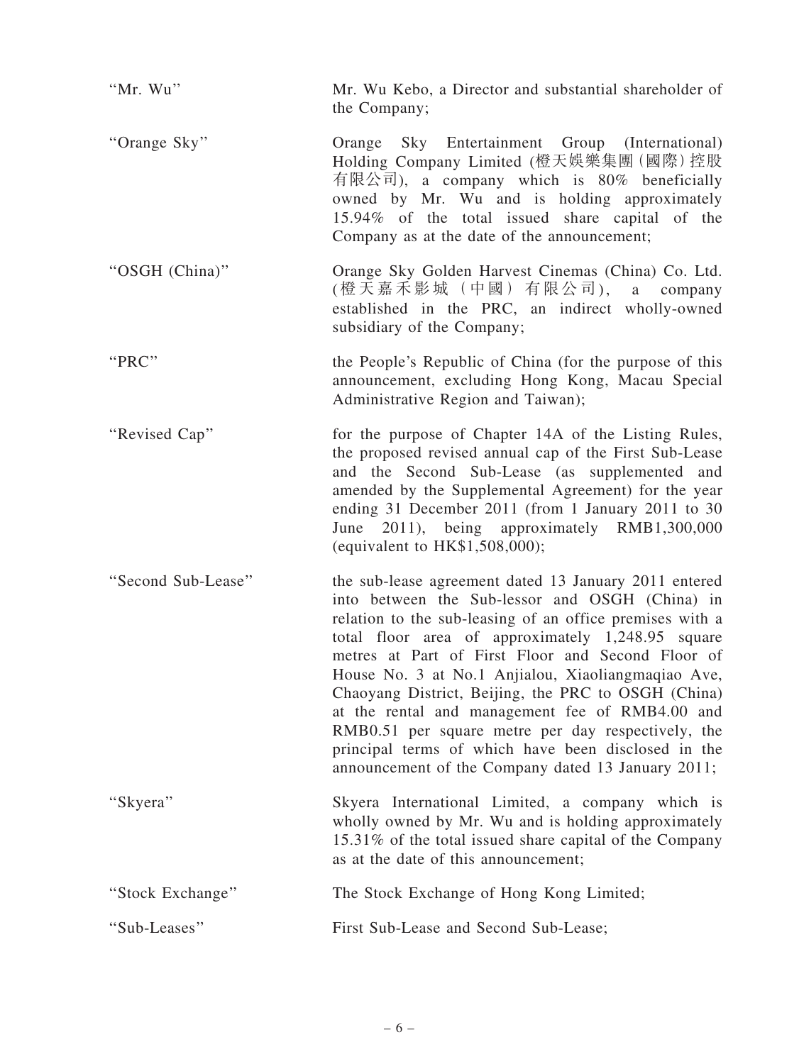| | |
|---|---|
| "Mr. Wu" | Mr. Wu Kebo, a Director and substantial shareholder of the Company; |
| "Orange Sky" | Orange Sky Entertainment Group (International) Holding Company Limited (橙天娛樂集團(國際)控股有限公司), a company which is 80% beneficially owned by Mr. Wu and is holding approximately 15.94% of the total issued share capital of the Company as at the date of the announcement; |
| "OSGH (China)" | Orange Sky Golden Harvest Cinemas (China) Co. Ltd. (橙天嘉禾影城(中國)有限公司), a company established in the PRC, an indirect wholly-owned subsidiary of the Company; |
| "PRC" | the People's Republic of China (for the purpose of this announcement, excluding Hong Kong, Macau Special Administrative Region and Taiwan); |
| "Revised Cap" | for the purpose of Chapter 14A of the Listing Rules, the proposed revised annual cap of the First Sub-Lease and the Second Sub-Lease (as supplemented and amended by the Supplemental Agreement) for the year ending 31 December 2011 (from 1 January 2011 to 30 June 2011), being approximately RMB1,300,000 (equivalent to HK$1,508,000); |
| "Second Sub-Lease" | the sub-lease agreement dated 13 January 2011 entered into between the Sub-lessor and OSGH (China) in relation to the sub-leasing of an office premises with a total floor area of approximately 1,248.95 square metres at Part of First Floor and Second Floor of House No. 3 at No.1 Anjialou, Xiaoliangmaqiao Ave, Chaoyang District, Beijing, the PRC to OSGH (China) at the rental and management fee of RMB4.00 and RMB0.51 per square metre per day respectively, the principal terms of which have been disclosed in the announcement of the Company dated 13 January 2011; |
| "Skyera" | Skyera International Limited, a company which is wholly owned by Mr. Wu and is holding approximately 15.31% of the total issued share capital of the Company as at the date of this announcement; |
| "Stock Exchange" | The Stock Exchange of Hong Kong Limited; |
| "Sub-Leases" | First Sub-Lease and Second Sub-Lease; |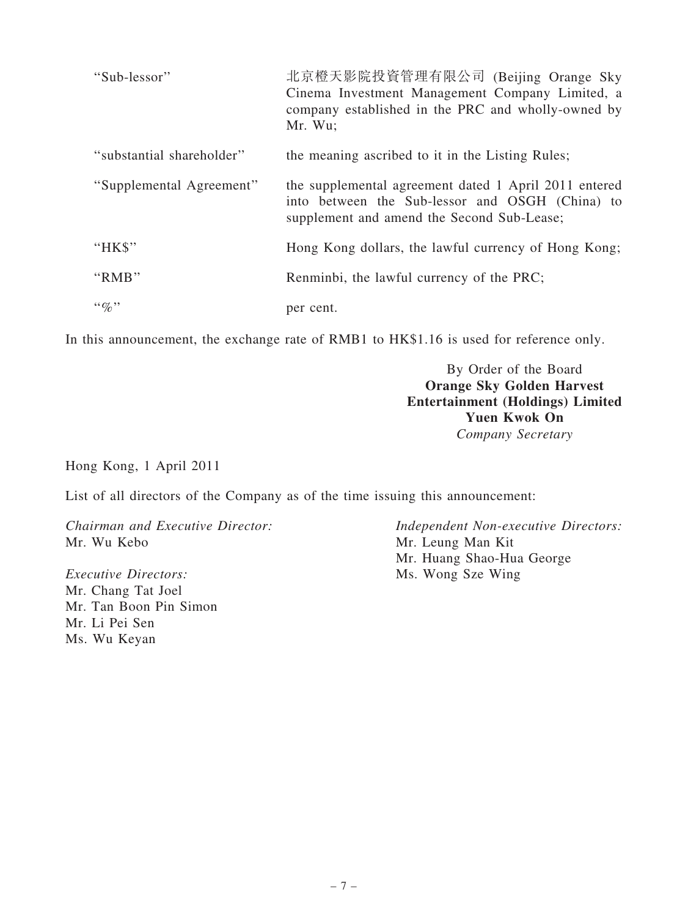| | |
|---|---|
| "Sub-lessor" | 北京橙天影院投資管理有限公司 (Beijing Orange Sky Cinema Investment Management Company Limited, a company established in the PRC and wholly-owned by Mr. Wu; |
| "substantial shareholder" | the meaning ascribed to it in the Listing Rules; |
| "Supplemental Agreement" | the supplemental agreement dated 1 April 2011 entered into between the Sub-lessor and OSGH (China) to supplement and amend the Second Sub-Lease; |
| "HK$" | Hong Kong dollars, the lawful currency of Hong Kong; |
| "RMB" | Renminbi, the lawful currency of the PRC; |
| "%" | per cent. |

In this announcement, the exchange rate of RMB1 to HK$1.16 is used for reference only.

By Order of the Board
**Orange Sky Golden Harvest Entertainment (Holdings) Limited**
**Yuen Kwok On**
*Company Secretary*

Hong Kong, 1 April 2011

List of all directors of the Company as of the time issuing this announcement:

*Chairman and Executive Director:*
Mr. Wu Kebo

*Executive Directors:*
Mr. Chang Tat Joel
Mr. Tan Boon Pin Simon
Mr. Li Pei Sen
Ms. Wu Keyan

*Independent Non-executive Directors:*
Mr. Leung Man Kit
Mr. Huang Shao-Hua George
Ms. Wong Sze Wing